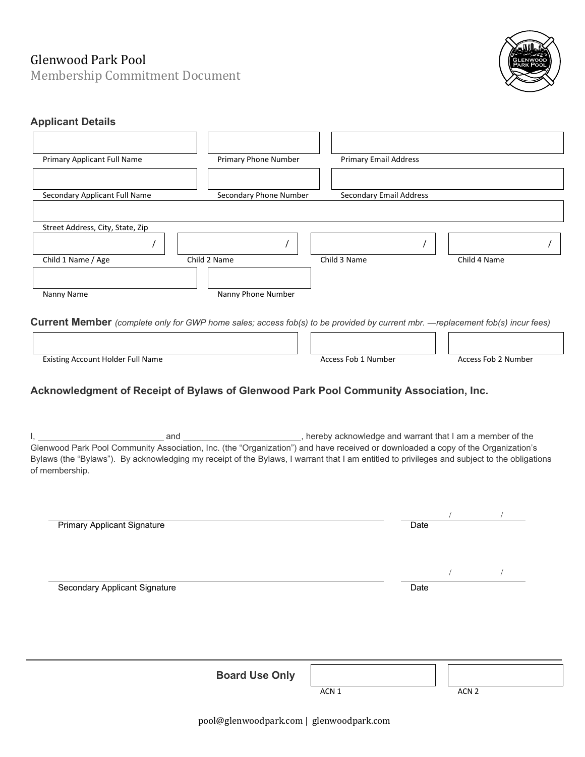# Glenwood Park Pool

## Membership Commitment Document

### Applicant Details

| | | |
|---|---|---|
| Primary Applicant Full Name | Primary Phone Number | Primary Email Address |
| Secondary Applicant Full Name | Secondary Phone Number | Secondary Email Address |

Street Address, City, State, Zip

| / | / | / | / |
|---|---|---|---|
| Child 1 Name / Age | Child 2 Name | Child 3 Name | Child 4 Name |

| | |
|---|---|
| Nanny Name | Nanny Phone Number |

### Current Member *(complete only for GWP home sales; access fob(s) to be provided by current mbr. —replacement fob(s) incur fees)*

| | | |
|---|---|---|
| Existing Account Holder Full Name | Access Fob 1 Number | Access Fob 2 Number |

### Acknowledgment of Receipt of Bylaws of Glenwood Park Pool Community Association, Inc.

I, __________________________ and _________________________, hereby acknowledge and warrant that I am a member of the Glenwood Park Pool Community Association, Inc. (the "Organization") and have received or downloaded a copy of the Organization's Bylaws (the "Bylaws"). By acknowledging my receipt of the Bylaws, I warrant that I am entitled to privileges and subject to the obligations of membership.

______________________________________________ &nbsp;&nbsp;&nbsp; ______ / ______ / ______
Primary Applicant Signature &nbsp;&nbsp;&nbsp; Date

______________________________________________ &nbsp;&nbsp;&nbsp; ______ / ______ / ______
Secondary Applicant Signature &nbsp;&nbsp;&nbsp; Date

---

**Board Use Only**

| | |
|---|---|
| ACN 1 | ACN 2 |

pool@glenwoodpark.com | glenwoodpark.com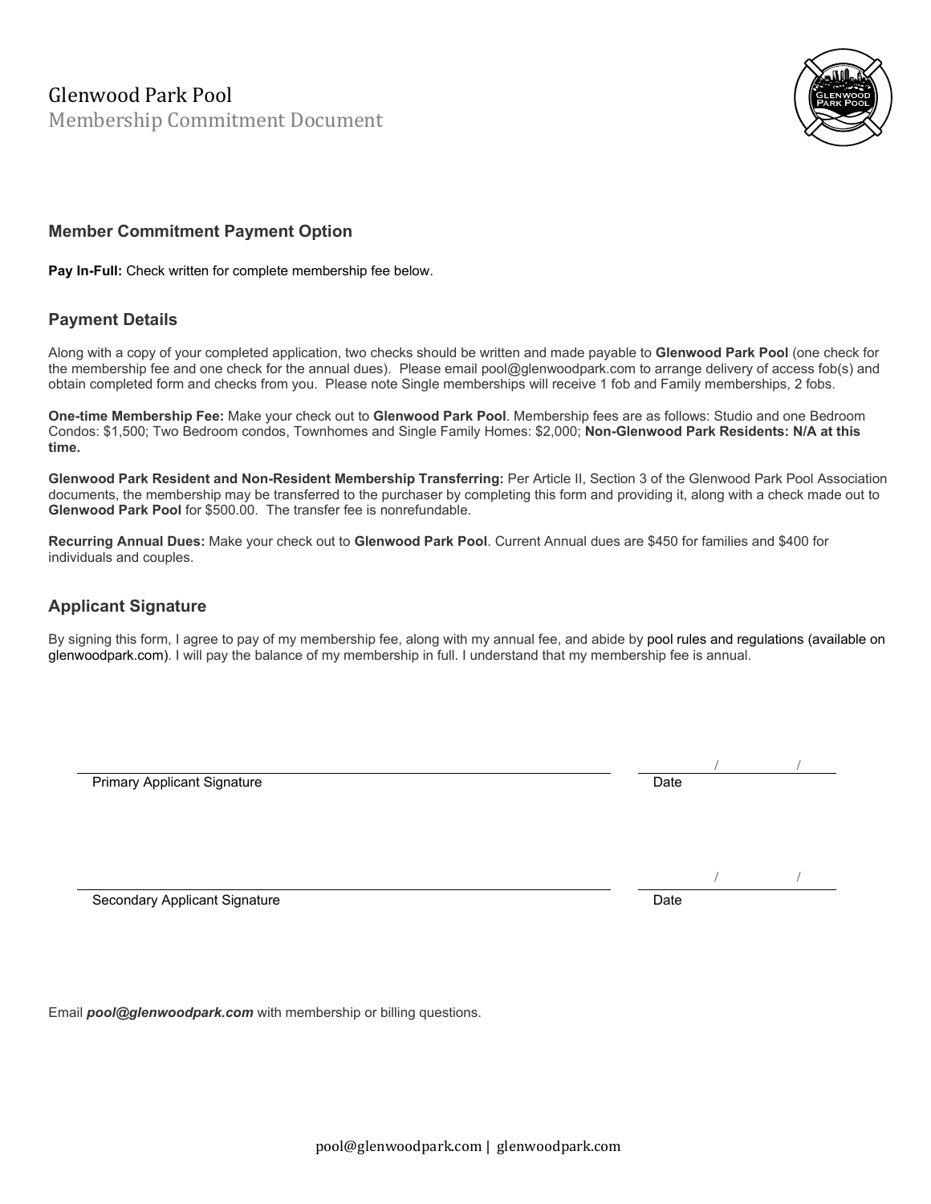# Glenwood Park Pool

Membership Commitment Document

## Member Commitment Payment Option

**Pay In-Full:** Check written for complete membership fee below.

## Payment Details

Along with a copy of your completed application, two checks should be written and made payable to **Glenwood Park Pool** (one check for the membership fee and one check for the annual dues). Please email pool@glenwoodpark.com to arrange delivery of access fob(s) and obtain completed form and checks from you. Please note Single memberships will receive 1 fob and Family memberships, 2 fobs.

**One-time Membership Fee:** Make your check out to **Glenwood Park Pool**. Membership fees are as follows: Studio and one Bedroom Condos: $1,500; Two Bedroom condos, Townhomes and Single Family Homes: $2,000; **Non-Glenwood Park Residents: N/A at this time.**

**Glenwood Park Resident and Non-Resident Membership Transferring:** Per Article II, Section 3 of the Glenwood Park Pool Association documents, the membership may be transferred to the purchaser by completing this form and providing it, along with a check made out to **Glenwood Park Pool** for $500.00. The transfer fee is nonrefundable.

**Recurring Annual Dues:** Make your check out to **Glenwood Park Pool**. Current Annual dues are $450 for families and $400 for individuals and couples.

## Applicant Signature

By signing this form, I agree to pay of my membership fee, along with my annual fee, and abide by pool rules and regulations (available on glenwoodpark.com). I will pay the balance of my membership in full. I understand that my membership fee is annual.

______________________________ Primary Applicant Signature &nbsp;&nbsp;&nbsp; ____ / ____ / ____ Date

______________________________ Secondary Applicant Signature &nbsp;&nbsp;&nbsp; ____ / ____ / ____ Date

Email ***pool@glenwoodpark.com*** with membership or billing questions.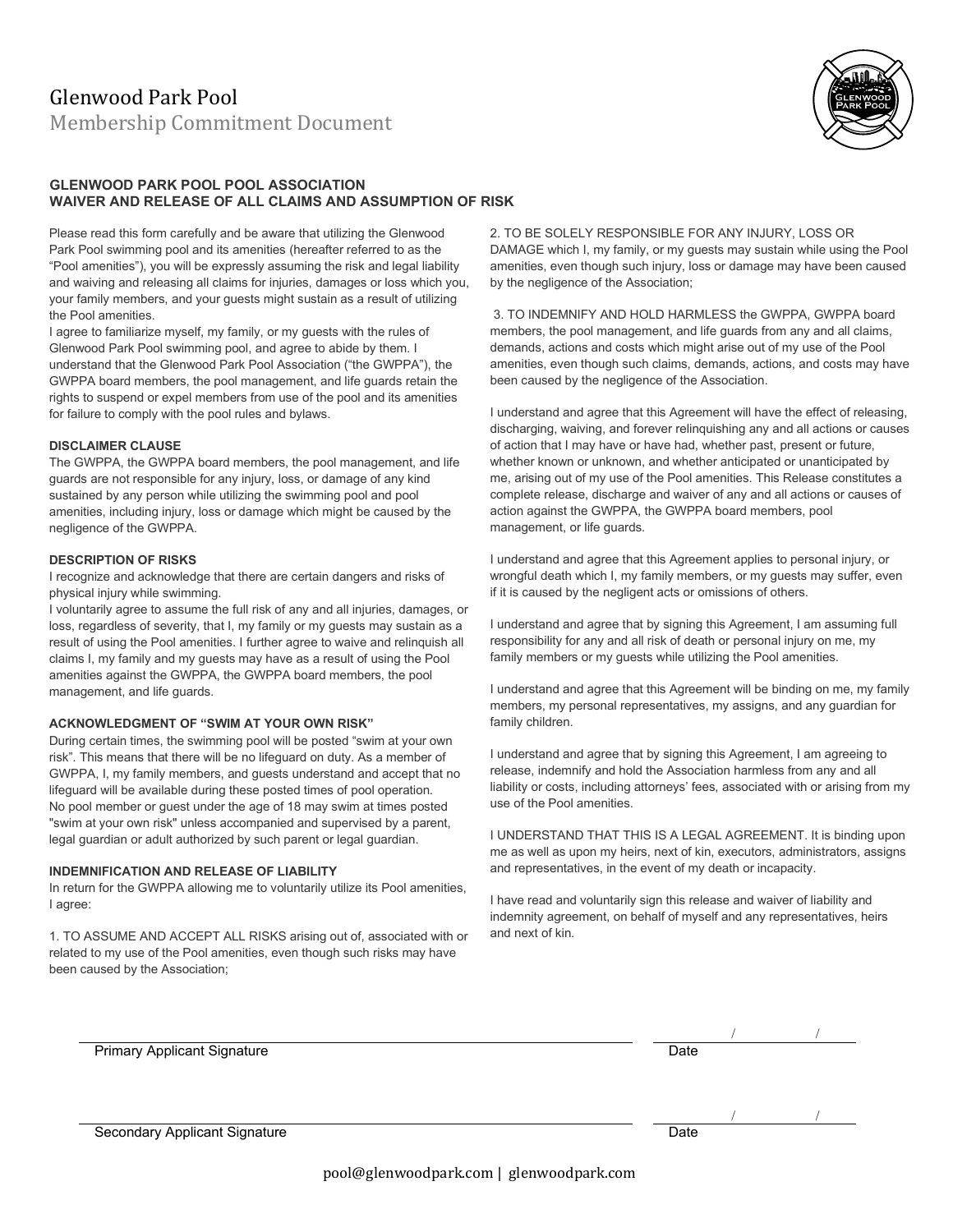# Glenwood Park Pool

## Membership Commitment Document

### GLENWOOD PARK POOL POOL ASSOCIATION
### WAIVER AND RELEASE OF ALL CLAIMS AND ASSUMPTION OF RISK

Please read this form carefully and be aware that utilizing the Glenwood Park Pool swimming pool and its amenities (hereafter referred to as the "Pool amenities"), you will be expressly assuming the risk and legal liability and waiving and releasing all claims for injuries, damages or loss which you, your family members, and your guests might sustain as a result of utilizing the Pool amenities.

I agree to familiarize myself, my family, or my guests with the rules of Glenwood Park Pool swimming pool, and agree to abide by them. I understand that the Glenwood Park Pool Association ("the GWPPA"), the GWPPA board members, the pool management, and life guards retain the rights to suspend or expel members from use of the pool and its amenities for failure to comply with the pool rules and bylaws.

**DISCLAIMER CLAUSE**

The GWPPA, the GWPPA board members, the pool management, and life guards are not responsible for any injury, loss, or damage of any kind sustained by any person while utilizing the swimming pool and pool amenities, including injury, loss or damage which might be caused by the negligence of the GWPPA.

**DESCRIPTION OF RISKS**

I recognize and acknowledge that there are certain dangers and risks of physical injury while swimming.

I voluntarily agree to assume the full risk of any and all injuries, damages, or loss, regardless of severity, that I, my family or my guests may sustain as a result of using the Pool amenities. I further agree to waive and relinquish all claims I, my family and my guests may have as a result of using the Pool amenities against the GWPPA, the GWPPA board members, the pool management, and life guards.

**ACKNOWLEDGMENT OF "SWIM AT YOUR OWN RISK"**

During certain times, the swimming pool will be posted "swim at your own risk". This means that there will be no lifeguard on duty. As a member of GWPPA, I, my family members, and guests understand and accept that no lifeguard will be available during these posted times of pool operation.

No pool member or guest under the age of 18 may swim at times posted "swim at your own risk" unless accompanied and supervised by a parent, legal guardian or adult authorized by such parent or legal guardian.

**INDEMNIFICATION AND RELEASE OF LIABILITY**

In return for the GWPPA allowing me to voluntarily utilize its Pool amenities, I agree:

1. TO ASSUME AND ACCEPT ALL RISKS arising out of, associated with or related to my use of the Pool amenities, even though such risks may have been caused by the Association;

2. TO BE SOLELY RESPONSIBLE FOR ANY INJURY, LOSS OR DAMAGE which I, my family, or my guests may sustain while using the Pool amenities, even though such injury, loss or damage may have been caused by the negligence of the Association;

3. TO INDEMNIFY AND HOLD HARMLESS the GWPPA, GWPPA board members, the pool management, and life guards from any and all claims, demands, actions and costs which might arise out of my use of the Pool amenities, even though such claims, demands, actions, and costs may have been caused by the negligence of the Association.

I understand and agree that this Agreement will have the effect of releasing, discharging, waiving, and forever relinquishing any and all actions or causes of action that I may have or have had, whether past, present or future, whether known or unknown, and whether anticipated or unanticipated by me, arising out of my use of the Pool amenities. This Release constitutes a complete release, discharge and waiver of any and all actions or causes of action against the GWPPA, the GWPPA board members, pool management, or life guards.

I understand and agree that this Agreement applies to personal injury, or wrongful death which I, my family members, or my guests may suffer, even if it is caused by the negligent acts or omissions of others.

I understand and agree that by signing this Agreement, I am assuming full responsibility for any and all risk of death or personal injury on me, my family members or my guests while utilizing the Pool amenities.

I understand and agree that this Agreement will be binding on me, my family members, my personal representatives, my assigns, and any guardian for family children.

I understand and agree that by signing this Agreement, I am agreeing to release, indemnify and hold the Association harmless from any and all liability or costs, including attorneys' fees, associated with or arising from my use of the Pool amenities.

I UNDERSTAND THAT THIS IS A LEGAL AGREEMENT. It is binding upon me as well as upon my heirs, next of kin, executors, administrators, assigns and representatives, in the event of my death or incapacity.

I have read and voluntarily sign this release and waiver of liability and indemnity agreement, on behalf of myself and any representatives, heirs and next of kin.

\_\_\_\_\_\_\_\_\_\_\_\_\_\_\_\_\_\_\_\_\_\_\_\_\_\_\_\_\_\_\_\_\_\_\_\_\_\_\_\_ &nbsp;&nbsp; \_\_\_\_\_ / \_\_\_\_\_ / \_\_\_\_\_

Primary Applicant Signature &nbsp;&nbsp; Date

\_\_\_\_\_\_\_\_\_\_\_\_\_\_\_\_\_\_\_\_\_\_\_\_\_\_\_\_\_\_\_\_\_\_\_\_\_\_\_\_ &nbsp;&nbsp; \_\_\_\_\_ / \_\_\_\_\_ / \_\_\_\_\_

Secondary Applicant Signature &nbsp;&nbsp; Date

pool@glenwoodpark.com | glenwoodpark.com